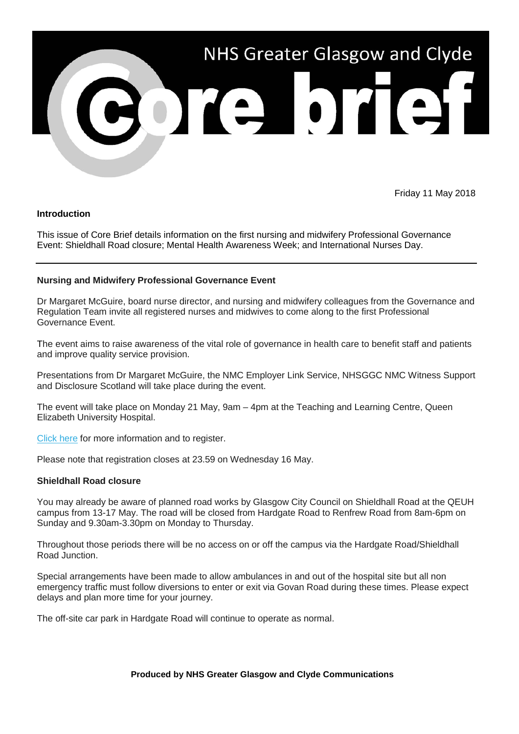# NHS Greater Glasgow and Clyde

# Core brief

Friday 11 May 2018

**Introduction**

This issue of Core Brief details information on the first nursing and midwifery Professional Governance Event: Shieldhall Road closure; Mental Health Awareness Week; and International Nurses Day.

---

**Nursing and Midwifery Professional Governance Event**

Dr Margaret McGuire, board nurse director, and nursing and midwifery colleagues from the Governance and Regulation Team invite all registered nurses and midwives to come along to the first Professional Governance Event.

The event aims to raise awareness of the vital role of governance in health care to benefit staff and patients and improve quality service provision.

Presentations from Dr Margaret McGuire, the NMC Employer Link Service, NHSGGC NMC Witness Support and Disclosure Scotland will take place during the event.

The event will take place on Monday 21 May, 9am – 4pm at the Teaching and Learning Centre, Queen Elizabeth University Hospital.

Click here for more information and to register.

Please note that registration closes at 23.59 on Wednesday 16 May.

**Shieldhall Road closure**

You may already be aware of planned road works by Glasgow City Council on Shieldhall Road at the QEUH campus from 13-17 May. The road will be closed from Hardgate Road to Renfrew Road from 8am-6pm on Sunday and 9.30am-3.30pm on Monday to Thursday.

Throughout those periods there will be no access on or off the campus via the Hardgate Road/Shieldhall Road Junction.

Special arrangements have been made to allow ambulances in and out of the hospital site but all non emergency traffic must follow diversions to enter or exit via Govan Road during these times. Please expect delays and plan more time for your journey.

The off-site car park in Hardgate Road will continue to operate as normal.

**Produced by NHS Greater Glasgow and Clyde Communications**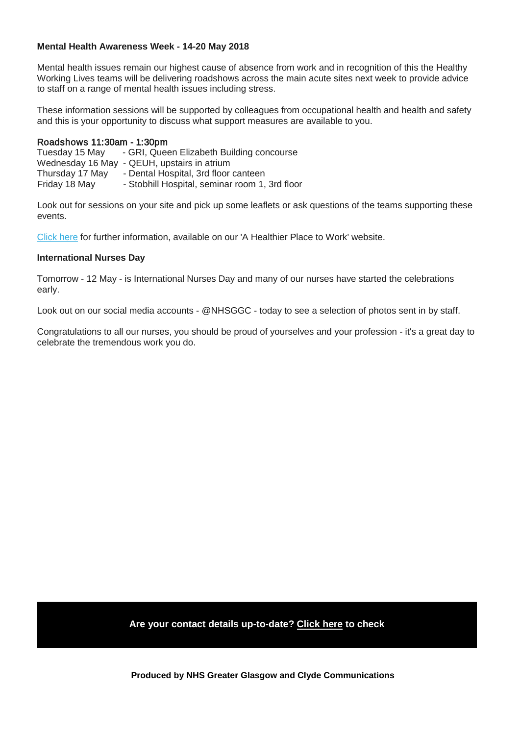**Mental Health Awareness Week - 14-20 May 2018**

Mental health issues remain our highest cause of absence from work and in recognition of this the Healthy Working Lives teams will be delivering roadshows across the main acute sites next week to provide advice to staff on a range of mental health issues including stress.

These information sessions will be supported by colleagues from occupational health and health and safety and this is your opportunity to discuss what support measures are available to you.

Roadshows 11:30am - 1:30pm

Tuesday 15 May - GRI, Queen Elizabeth Building concourse
Wednesday 16 May - QEUH, upstairs in atrium
Thursday 17 May - Dental Hospital, 3rd floor canteen
Friday 18 May - Stobhill Hospital, seminar room 1, 3rd floor

Look out for sessions on your site and pick up some leaflets or ask questions of the teams supporting these events.

Click here for further information, available on our 'A Healthier Place to Work' website.

**International Nurses Day**

Tomorrow - 12 May - is International Nurses Day and many of our nurses have started the celebrations early.

Look out on our social media accounts - @NHSGGC - today to see a selection of photos sent in by staff.

Congratulations to all our nurses, you should be proud of yourselves and your profession - it's a great day to celebrate the tremendous work you do.

**Are your contact details up-to-date? Click here to check**

**Produced by NHS Greater Glasgow and Clyde Communications**